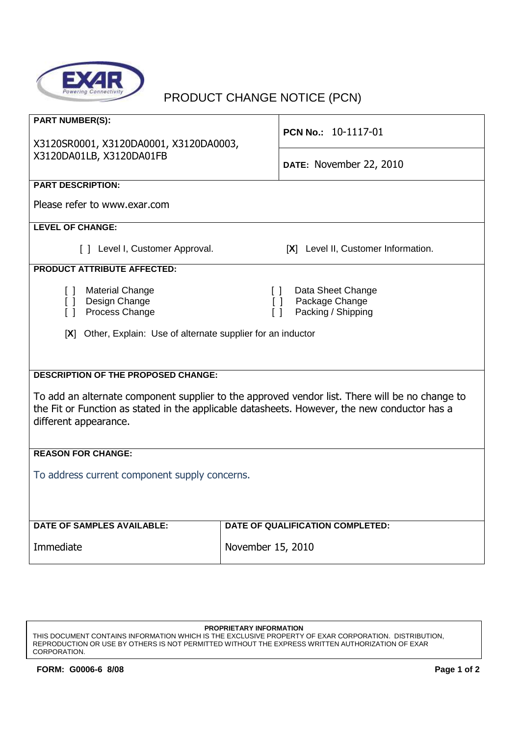EXAR
Powering Connectivity

# PRODUCT CHANGE NOTICE (PCN)

| **PART NUMBER(S):** X3120SR0001, X3120DA0001, X3120DA0003, X3120DA01LB, X3120DA01FB | **PCN No.:** 10-1117-01 |
|---|---|
| | **DATE:** November 22, 2010 |

**PART DESCRIPTION:**

Please refer to www.exar.com

**LEVEL OF CHANGE:**

[ ] Level I, Customer Approval. [**X**] Level II, Customer Information.

**PRODUCT ATTRIBUTE AFFECTED:**

[ ] Material Change
[ ] Design Change
[ ] Process Change
[ ] Data Sheet Change
[ ] Package Change
[ ] Packing / Shipping

[**X**] Other, Explain: Use of alternate supplier for an inductor

**DESCRIPTION OF THE PROPOSED CHANGE:**

To add an alternate component supplier to the approved vendor list. There will be no change to the Fit or Function as stated in the applicable datasheets. However, the new conductor has a different appearance.

**REASON FOR CHANGE:**

To address current component supply concerns.

| **DATE OF SAMPLES AVAILABLE:** | **DATE OF QUALIFICATION COMPLETED:** |
|---|---|
| Immediate | November 15, 2010 |

**PROPRIETARY INFORMATION**
THIS DOCUMENT CONTAINS INFORMATION WHICH IS THE EXCLUSIVE PROPERTY OF EXAR CORPORATION. DISTRIBUTION, REPRODUCTION OR USE BY OTHERS IS NOT PERMITTED WITHOUT THE EXPRESS WRITTEN AUTHORIZATION OF EXAR CORPORATION.

**FORM: G0006-6 8/08**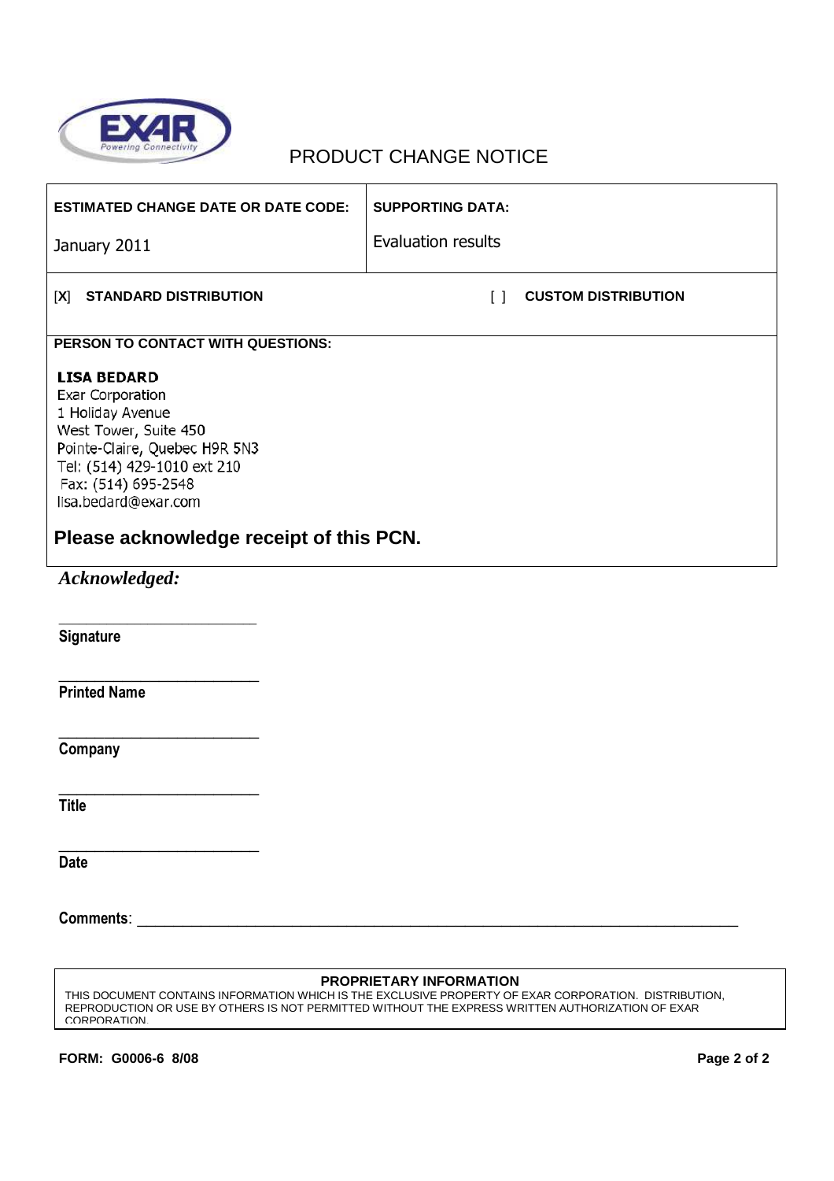# PRODUCT CHANGE NOTICE

| **ESTIMATED CHANGE DATE OR DATE CODE:** | **SUPPORTING DATA:** |
|---|---|
| January 2011 | Evaluation results |
| [X] **STANDARD DISTRIBUTION** | [ ] **CUSTOM DISTRIBUTION** |

**PERSON TO CONTACT WITH QUESTIONS:**

**LISA BEDARD**
Exar Corporation
1 Holiday Avenue
West Tower, Suite 450
Pointe-Claire, Quebec H9R 5N3
Tel: (514) 429-1010 ext 210
Fax: (514) 695-2548
lisa.bedard@exar.com

**Please acknowledge receipt of this PCN.**

***Acknowledged:***

\_\_\_\_\_\_\_\_\_\_\_\_\_\_\_\_\_\_\_\_\_\_\_\_\_\_
**Signature**

\_\_\_\_\_\_\_\_\_\_\_\_\_\_\_\_\_\_\_\_\_\_\_\_\_\_
**Printed Name**

\_\_\_\_\_\_\_\_\_\_\_\_\_\_\_\_\_\_\_\_\_\_\_\_\_\_
**Company**

\_\_\_\_\_\_\_\_\_\_\_\_\_\_\_\_\_\_\_\_\_\_\_\_\_\_
**Title**

\_\_\_\_\_\_\_\_\_\_\_\_\_\_\_\_\_\_\_\_\_\_\_\_\_\_
**Date**

**Comments**: \_\_\_\_\_\_\_\_\_\_\_\_\_\_\_\_\_\_\_\_\_\_\_\_\_\_\_\_\_\_\_\_\_\_\_\_\_\_\_\_\_\_\_\_\_\_\_\_\_\_\_\_\_\_\_\_\_\_\_\_\_\_\_\_\_\_\_\_\_\_\_\_\_\_\_\_

**PROPRIETARY INFORMATION**

THIS DOCUMENT CONTAINS INFORMATION WHICH IS THE EXCLUSIVE PROPERTY OF EXAR CORPORATION. DISTRIBUTION, REPRODUCTION OR USE BY OTHERS IS NOT PERMITTED WITHOUT THE EXPRESS WRITTEN AUTHORIZATION OF EXAR CORPORATION.

**FORM: G0006-6 8/08**